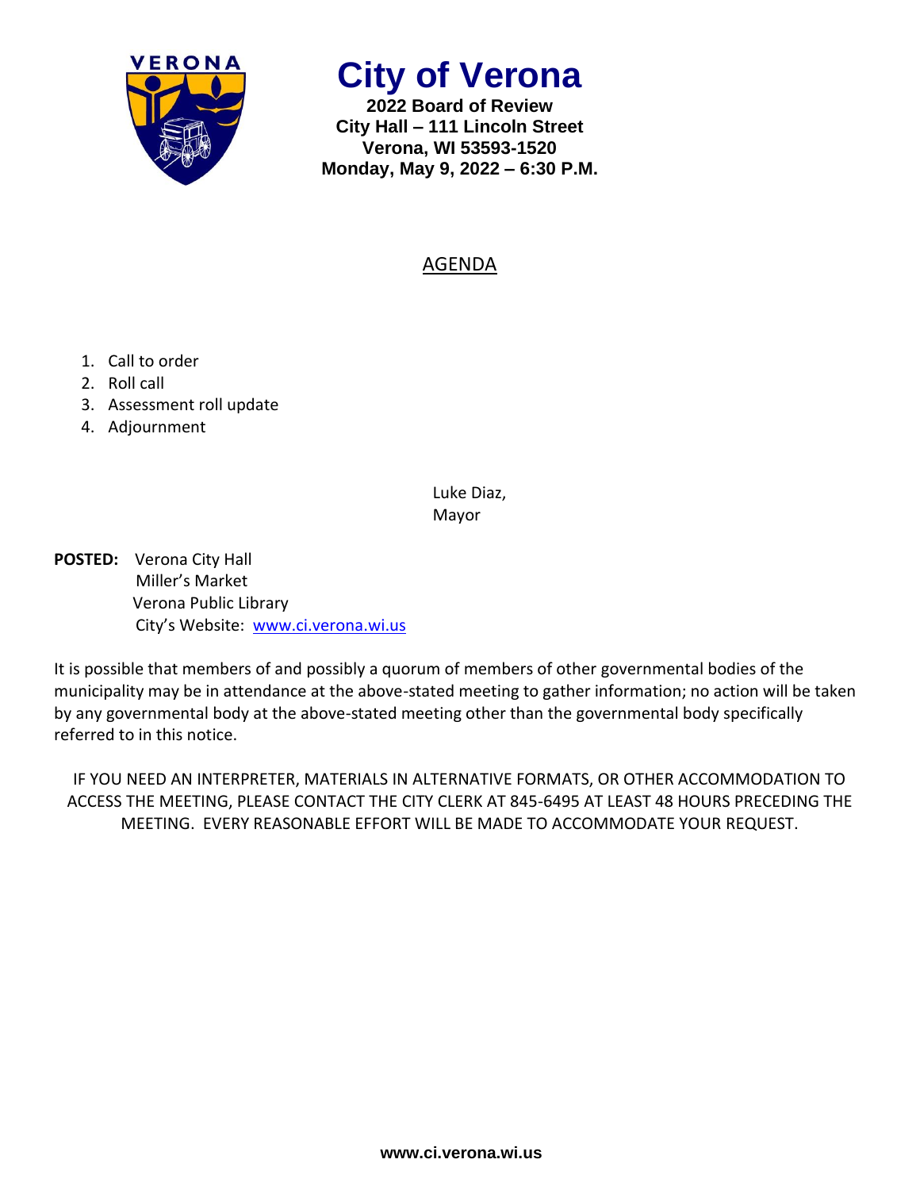# City of Verona

**2022 Board of Review**
**City Hall – 111 Lincoln Street**
**Verona, WI 53593-1520**
**Monday, May 9, 2022 – 6:30 P.M.**

## AGENDA

1. Call to order
2. Roll call
3. Assessment roll update
4. Adjournment

Luke Diaz,
Mayor

**POSTED:** Verona City Hall
Miller's Market
Verona Public Library
City's Website: www.ci.verona.wi.us

It is possible that members of and possibly a quorum of members of other governmental bodies of the municipality may be in attendance at the above-stated meeting to gather information; no action will be taken by any governmental body at the above-stated meeting other than the governmental body specifically referred to in this notice.

IF YOU NEED AN INTERPRETER, MATERIALS IN ALTERNATIVE FORMATS, OR OTHER ACCOMMODATION TO ACCESS THE MEETING, PLEASE CONTACT THE CITY CLERK AT 845-6495 AT LEAST 48 HOURS PRECEDING THE MEETING. EVERY REASONABLE EFFORT WILL BE MADE TO ACCOMMODATE YOUR REQUEST.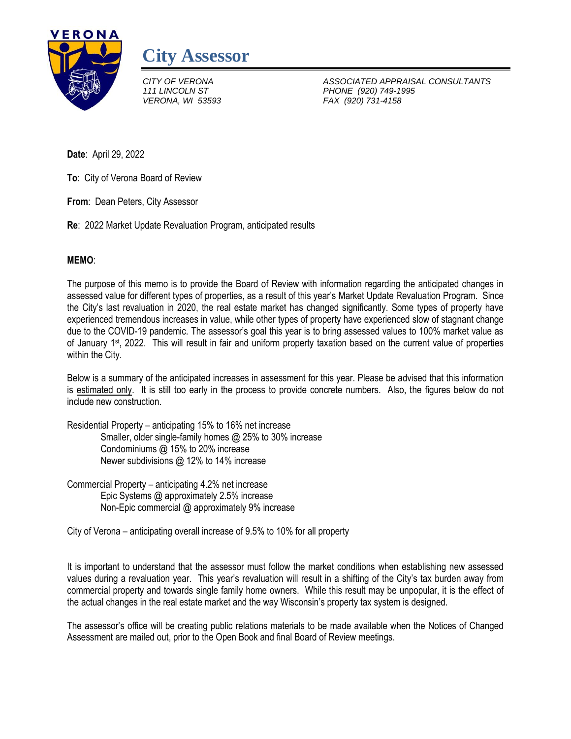# City Assessor

CITY OF VERONA
111 LINCOLN ST
VERONA, WI 53593

ASSOCIATED APPRAISAL CONSULTANTS
PHONE (920) 749-1995
FAX (920) 731-4158

**Date**: April 29, 2022

**To**: City of Verona Board of Review

**From**: Dean Peters, City Assessor

**Re**: 2022 Market Update Revaluation Program, anticipated results

**MEMO**:

The purpose of this memo is to provide the Board of Review with information regarding the anticipated changes in assessed value for different types of properties, as a result of this year's Market Update Revaluation Program. Since the City's last revaluation in 2020, the real estate market has changed significantly. Some types of property have experienced tremendous increases in value, while other types of property have experienced slow of stagnant change due to the COVID-19 pandemic. The assessor's goal this year is to bring assessed values to 100% market value as of January 1st, 2022. This will result in fair and uniform property taxation based on the current value of properties within the City.

Below is a summary of the anticipated increases in assessment for this year. Please be advised that this information is estimated only. It is still too early in the process to provide concrete numbers. Also, the figures below do not include new construction.

Residential Property – anticipating 15% to 16% net increase
- Smaller, older single-family homes @ 25% to 30% increase
- Condominiums @ 15% to 20% increase
- Newer subdivisions @ 12% to 14% increase

Commercial Property – anticipating 4.2% net increase
- Epic Systems @ approximately 2.5% increase
- Non-Epic commercial @ approximately 9% increase

City of Verona – anticipating overall increase of 9.5% to 10% for all property

It is important to understand that the assessor must follow the market conditions when establishing new assessed values during a revaluation year. This year's revaluation will result in a shifting of the City's tax burden away from commercial property and towards single family home owners. While this result may be unpopular, it is the effect of the actual changes in the real estate market and the way Wisconsin's property tax system is designed.

The assessor's office will be creating public relations materials to be made available when the Notices of Changed Assessment are mailed out, prior to the Open Book and final Board of Review meetings.